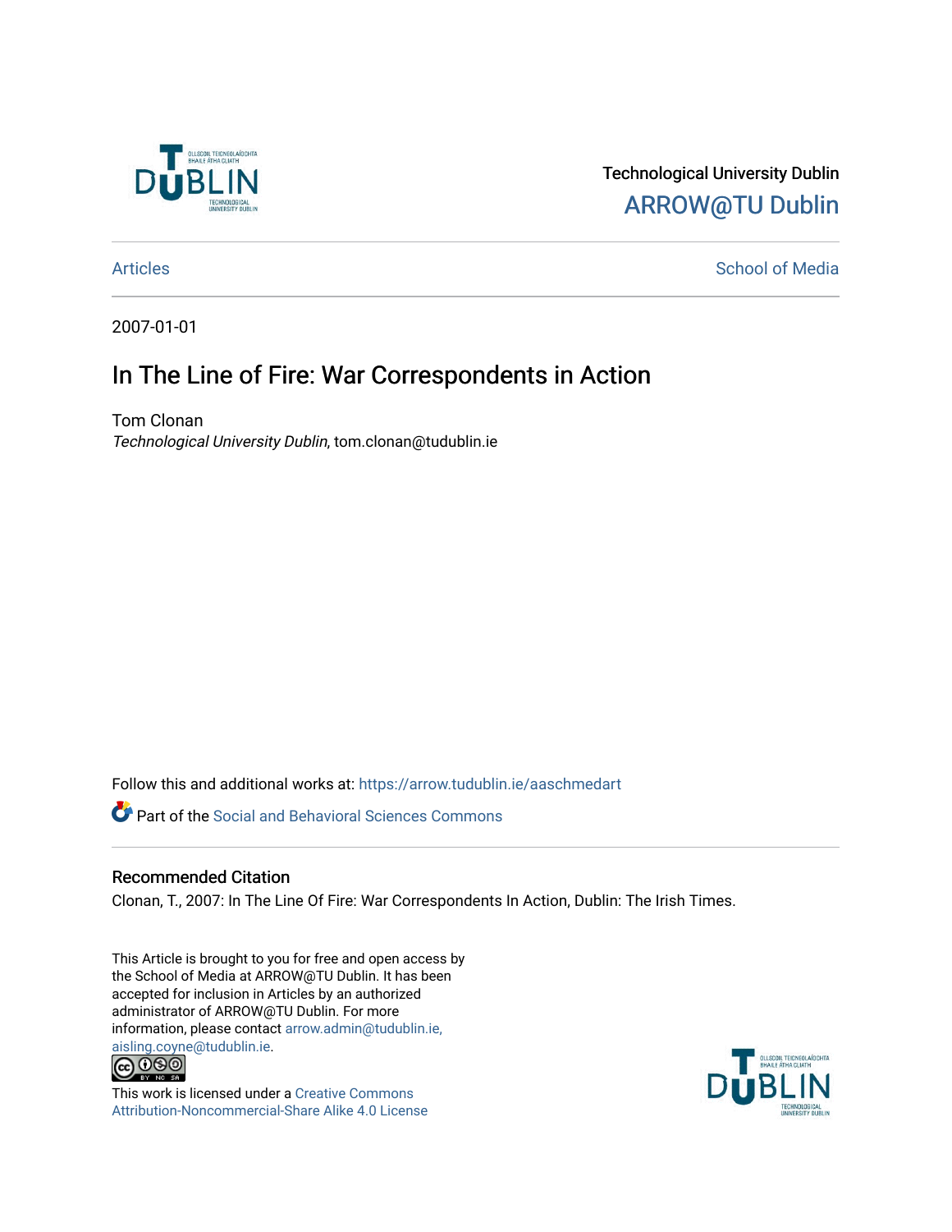Technological University Dublin

ARROW@TU Dublin

Articles | School of Media

2007-01-01

# In The Line of Fire: War Correspondents in Action

Tom Clonan

*Technological University Dublin*, tom.clonan@tudublin.ie

Follow this and additional works at: https://arrow.tudublin.ie/aaschmedart

Part of the Social and Behavioral Sciences Commons

## Recommended Citation

Clonan, T., 2007: In The Line Of Fire: War Correspondents In Action, Dublin: The Irish Times.

This Article is brought to you for free and open access by the School of Media at ARROW@TU Dublin. It has been accepted for inclusion in Articles by an authorized administrator of ARROW@TU Dublin. For more information, please contact arrow.admin@tudublin.ie, aisling.coyne@tudublin.ie.

This work is licensed under a Creative Commons Attribution-Noncommercial-Share Alike 4.0 License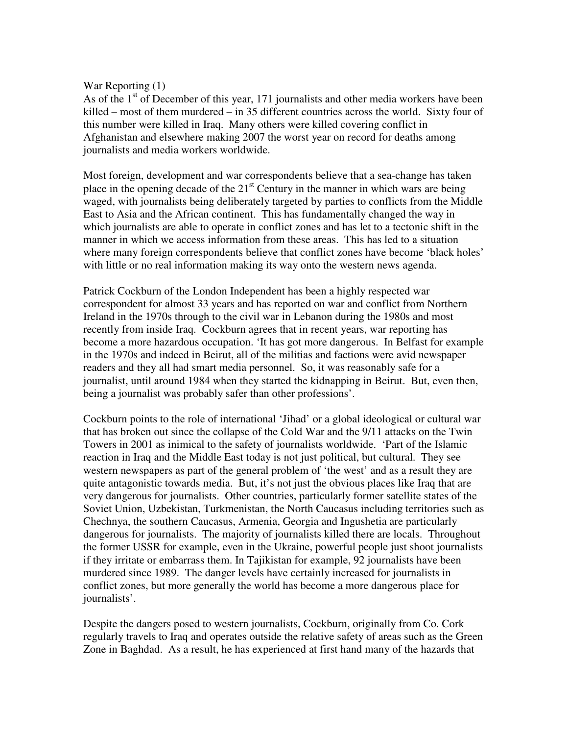War Reporting (1)

As of the 1st of December of this year, 171 journalists and other media workers have been killed – most of them murdered – in 35 different countries across the world. Sixty four of this number were killed in Iraq. Many others were killed covering conflict in Afghanistan and elsewhere making 2007 the worst year on record for deaths among journalists and media workers worldwide.

Most foreign, development and war correspondents believe that a sea-change has taken place in the opening decade of the 21st Century in the manner in which wars are being waged, with journalists being deliberately targeted by parties to conflicts from the Middle East to Asia and the African continent. This has fundamentally changed the way in which journalists are able to operate in conflict zones and has let to a tectonic shift in the manner in which we access information from these areas. This has led to a situation where many foreign correspondents believe that conflict zones have become 'black holes' with little or no real information making its way onto the western news agenda.

Patrick Cockburn of the London Independent has been a highly respected war correspondent for almost 33 years and has reported on war and conflict from Northern Ireland in the 1970s through to the civil war in Lebanon during the 1980s and most recently from inside Iraq. Cockburn agrees that in recent years, war reporting has become a more hazardous occupation. 'It has got more dangerous. In Belfast for example in the 1970s and indeed in Beirut, all of the militias and factions were avid newspaper readers and they all had smart media personnel. So, it was reasonably safe for a journalist, until around 1984 when they started the kidnapping in Beirut. But, even then, being a journalist was probably safer than other professions'.

Cockburn points to the role of international 'Jihad' or a global ideological or cultural war that has broken out since the collapse of the Cold War and the 9/11 attacks on the Twin Towers in 2001 as inimical to the safety of journalists worldwide. 'Part of the Islamic reaction in Iraq and the Middle East today is not just political, but cultural. They see western newspapers as part of the general problem of 'the west' and as a result they are quite antagonistic towards media. But, it's not just the obvious places like Iraq that are very dangerous for journalists. Other countries, particularly former satellite states of the Soviet Union, Uzbekistan, Turkmenistan, the North Caucasus including territories such as Chechnya, the southern Caucasus, Armenia, Georgia and Ingushetia are particularly dangerous for journalists. The majority of journalists killed there are locals. Throughout the former USSR for example, even in the Ukraine, powerful people just shoot journalists if they irritate or embarrass them. In Tajikistan for example, 92 journalists have been murdered since 1989. The danger levels have certainly increased for journalists in conflict zones, but more generally the world has become a more dangerous place for journalists'.

Despite the dangers posed to western journalists, Cockburn, originally from Co. Cork regularly travels to Iraq and operates outside the relative safety of areas such as the Green Zone in Baghdad. As a result, he has experienced at first hand many of the hazards that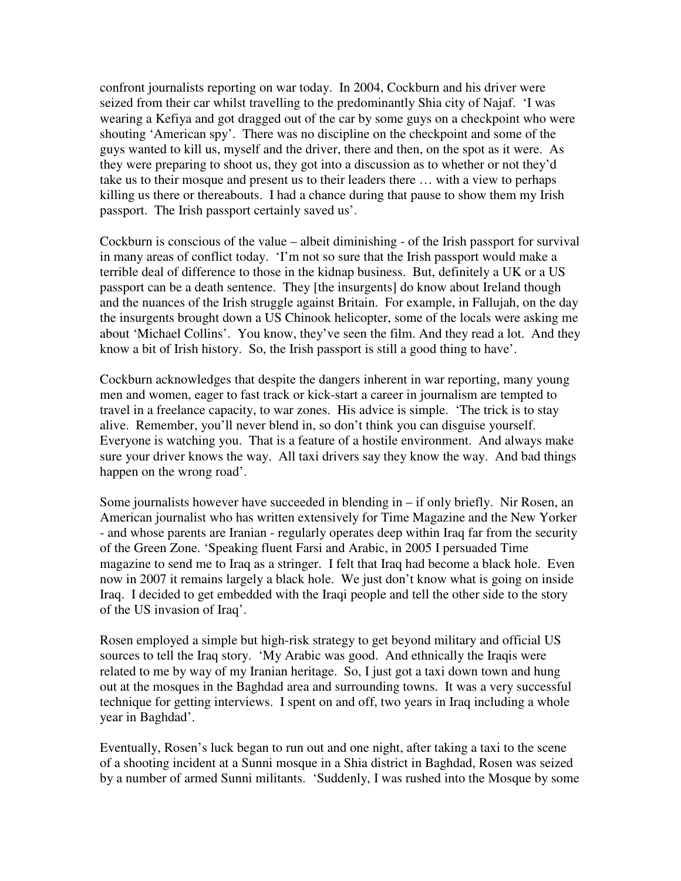confront journalists reporting on war today. In 2004, Cockburn and his driver were seized from their car whilst travelling to the predominantly Shia city of Najaf. 'I was wearing a Kefiya and got dragged out of the car by some guys on a checkpoint who were shouting 'American spy'. There was no discipline on the checkpoint and some of the guys wanted to kill us, myself and the driver, there and then, on the spot as it were. As they were preparing to shoot us, they got into a discussion as to whether or not they'd take us to their mosque and present us to their leaders there … with a view to perhaps killing us there or thereabouts. I had a chance during that pause to show them my Irish passport. The Irish passport certainly saved us'.

Cockburn is conscious of the value – albeit diminishing - of the Irish passport for survival in many areas of conflict today. 'I'm not so sure that the Irish passport would make a terrible deal of difference to those in the kidnap business. But, definitely a UK or a US passport can be a death sentence. They [the insurgents] do know about Ireland though and the nuances of the Irish struggle against Britain. For example, in Fallujah, on the day the insurgents brought down a US Chinook helicopter, some of the locals were asking me about 'Michael Collins'. You know, they've seen the film. And they read a lot. And they know a bit of Irish history. So, the Irish passport is still a good thing to have'.

Cockburn acknowledges that despite the dangers inherent in war reporting, many young men and women, eager to fast track or kick-start a career in journalism are tempted to travel in a freelance capacity, to war zones. His advice is simple. 'The trick is to stay alive. Remember, you'll never blend in, so don't think you can disguise yourself. Everyone is watching you. That is a feature of a hostile environment. And always make sure your driver knows the way. All taxi drivers say they know the way. And bad things happen on the wrong road'.

Some journalists however have succeeded in blending in – if only briefly. Nir Rosen, an American journalist who has written extensively for Time Magazine and the New Yorker - and whose parents are Iranian - regularly operates deep within Iraq far from the security of the Green Zone. 'Speaking fluent Farsi and Arabic, in 2005 I persuaded Time magazine to send me to Iraq as a stringer. I felt that Iraq had become a black hole. Even now in 2007 it remains largely a black hole. We just don't know what is going on inside Iraq. I decided to get embedded with the Iraqi people and tell the other side to the story of the US invasion of Iraq'.

Rosen employed a simple but high-risk strategy to get beyond military and official US sources to tell the Iraq story. 'My Arabic was good. And ethnically the Iraqis were related to me by way of my Iranian heritage. So, I just got a taxi down town and hung out at the mosques in the Baghdad area and surrounding towns. It was a very successful technique for getting interviews. I spent on and off, two years in Iraq including a whole year in Baghdad'.

Eventually, Rosen's luck began to run out and one night, after taking a taxi to the scene of a shooting incident at a Sunni mosque in a Shia district in Baghdad, Rosen was seized by a number of armed Sunni militants. 'Suddenly, I was rushed into the Mosque by some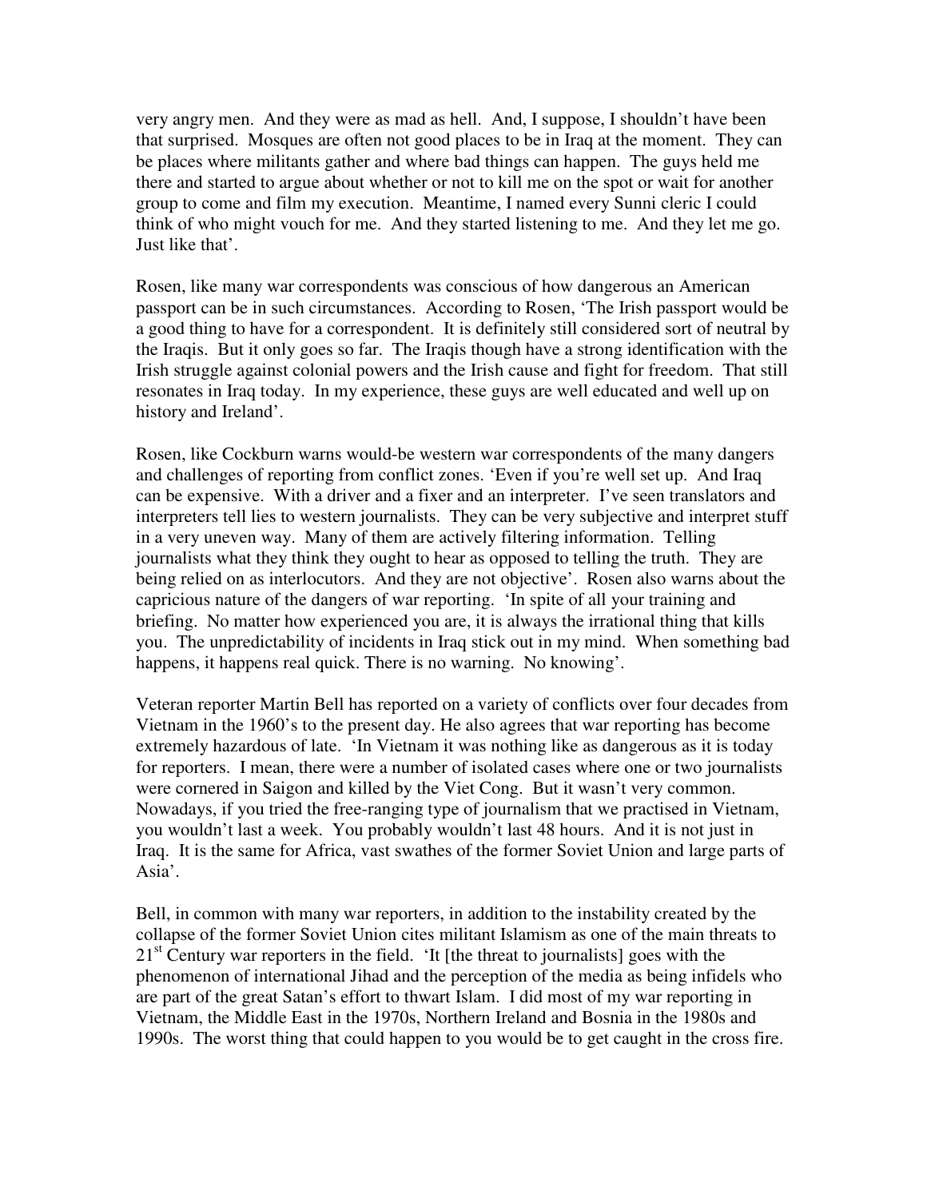very angry men. And they were as mad as hell. And, I suppose, I shouldn't have been that surprised. Mosques are often not good places to be in Iraq at the moment. They can be places where militants gather and where bad things can happen. The guys held me there and started to argue about whether or not to kill me on the spot or wait for another group to come and film my execution. Meantime, I named every Sunni cleric I could think of who might vouch for me. And they started listening to me. And they let me go. Just like that'.

Rosen, like many war correspondents was conscious of how dangerous an American passport can be in such circumstances. According to Rosen, 'The Irish passport would be a good thing to have for a correspondent. It is definitely still considered sort of neutral by the Iraqis. But it only goes so far. The Iraqis though have a strong identification with the Irish struggle against colonial powers and the Irish cause and fight for freedom. That still resonates in Iraq today. In my experience, these guys are well educated and well up on history and Ireland'.

Rosen, like Cockburn warns would-be western war correspondents of the many dangers and challenges of reporting from conflict zones. 'Even if you're well set up. And Iraq can be expensive. With a driver and a fixer and an interpreter. I've seen translators and interpreters tell lies to western journalists. They can be very subjective and interpret stuff in a very uneven way. Many of them are actively filtering information. Telling journalists what they think they ought to hear as opposed to telling the truth. They are being relied on as interlocutors. And they are not objective'. Rosen also warns about the capricious nature of the dangers of war reporting. 'In spite of all your training and briefing. No matter how experienced you are, it is always the irrational thing that kills you. The unpredictability of incidents in Iraq stick out in my mind. When something bad happens, it happens real quick. There is no warning. No knowing'.

Veteran reporter Martin Bell has reported on a variety of conflicts over four decades from Vietnam in the 1960's to the present day. He also agrees that war reporting has become extremely hazardous of late. 'In Vietnam it was nothing like as dangerous as it is today for reporters. I mean, there were a number of isolated cases where one or two journalists were cornered in Saigon and killed by the Viet Cong. But it wasn't very common. Nowadays, if you tried the free-ranging type of journalism that we practised in Vietnam, you wouldn't last a week. You probably wouldn't last 48 hours. And it is not just in Iraq. It is the same for Africa, vast swathes of the former Soviet Union and large parts of Asia'.

Bell, in common with many war reporters, in addition to the instability created by the collapse of the former Soviet Union cites militant Islamism as one of the main threats to 21st Century war reporters in the field. 'It [the threat to journalists] goes with the phenomenon of international Jihad and the perception of the media as being infidels who are part of the great Satan's effort to thwart Islam. I did most of my war reporting in Vietnam, the Middle East in the 1970s, Northern Ireland and Bosnia in the 1980s and 1990s. The worst thing that could happen to you would be to get caught in the cross fire.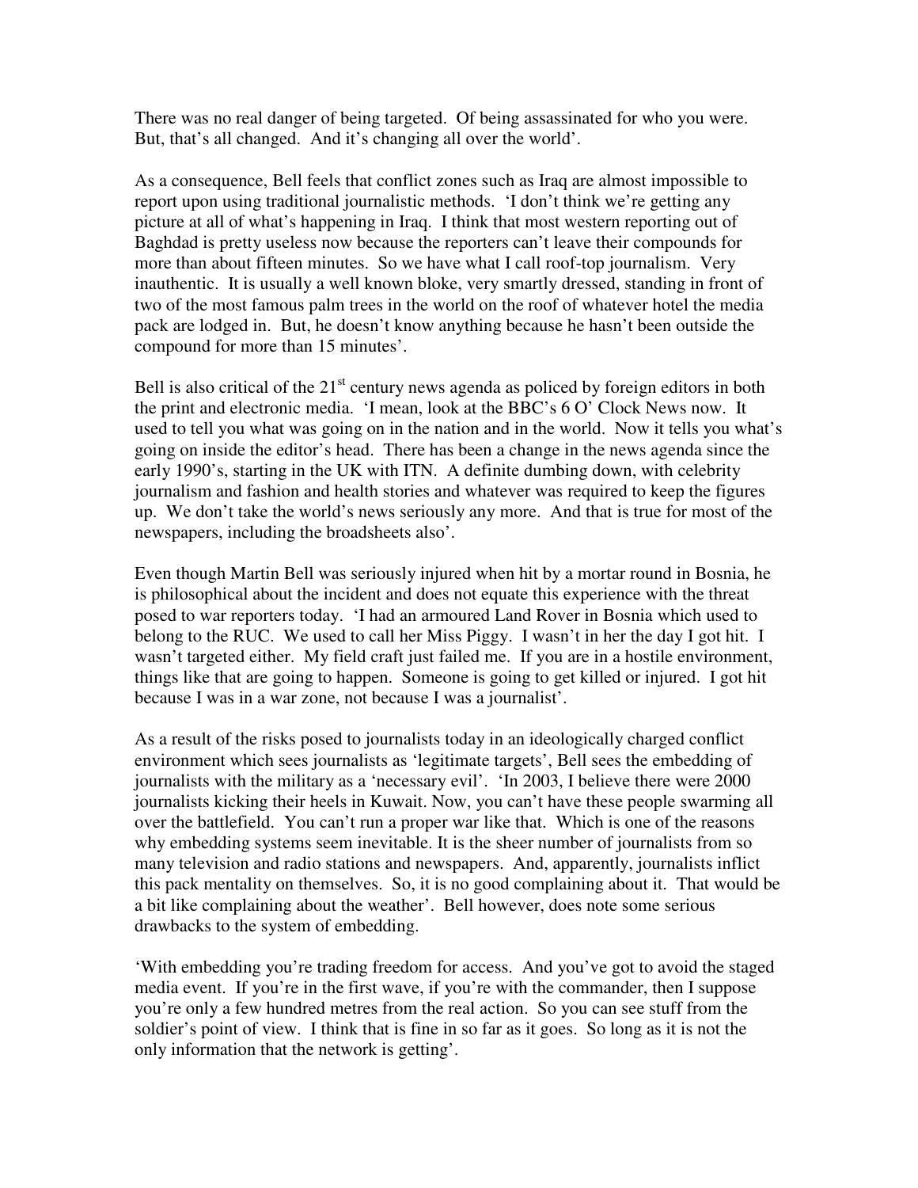There was no real danger of being targeted. Of being assassinated for who you were. But, that's all changed. And it's changing all over the world'.

As a consequence, Bell feels that conflict zones such as Iraq are almost impossible to report upon using traditional journalistic methods. 'I don't think we're getting any picture at all of what's happening in Iraq. I think that most western reporting out of Baghdad is pretty useless now because the reporters can't leave their compounds for more than about fifteen minutes. So we have what I call roof-top journalism. Very inauthentic. It is usually a well known bloke, very smartly dressed, standing in front of two of the most famous palm trees in the world on the roof of whatever hotel the media pack are lodged in. But, he doesn't know anything because he hasn't been outside the compound for more than 15 minutes'.

Bell is also critical of the 21st century news agenda as policed by foreign editors in both the print and electronic media. 'I mean, look at the BBC's 6 O' Clock News now. It used to tell you what was going on in the nation and in the world. Now it tells you what's going on inside the editor's head. There has been a change in the news agenda since the early 1990's, starting in the UK with ITN. A definite dumbing down, with celebrity journalism and fashion and health stories and whatever was required to keep the figures up. We don't take the world's news seriously any more. And that is true for most of the newspapers, including the broadsheets also'.

Even though Martin Bell was seriously injured when hit by a mortar round in Bosnia, he is philosophical about the incident and does not equate this experience with the threat posed to war reporters today. 'I had an armoured Land Rover in Bosnia which used to belong to the RUC. We used to call her Miss Piggy. I wasn't in her the day I got hit. I wasn't targeted either. My field craft just failed me. If you are in a hostile environment, things like that are going to happen. Someone is going to get killed or injured. I got hit because I was in a war zone, not because I was a journalist'.

As a result of the risks posed to journalists today in an ideologically charged conflict environment which sees journalists as 'legitimate targets', Bell sees the embedding of journalists with the military as a 'necessary evil'. 'In 2003, I believe there were 2000 journalists kicking their heels in Kuwait. Now, you can't have these people swarming all over the battlefield. You can't run a proper war like that. Which is one of the reasons why embedding systems seem inevitable. It is the sheer number of journalists from so many television and radio stations and newspapers. And, apparently, journalists inflict this pack mentality on themselves. So, it is no good complaining about it. That would be a bit like complaining about the weather'. Bell however, does note some serious drawbacks to the system of embedding.

'With embedding you're trading freedom for access. And you've got to avoid the staged media event. If you're in the first wave, if you're with the commander, then I suppose you're only a few hundred metres from the real action. So you can see stuff from the soldier's point of view. I think that is fine in so far as it goes. So long as it is not the only information that the network is getting'.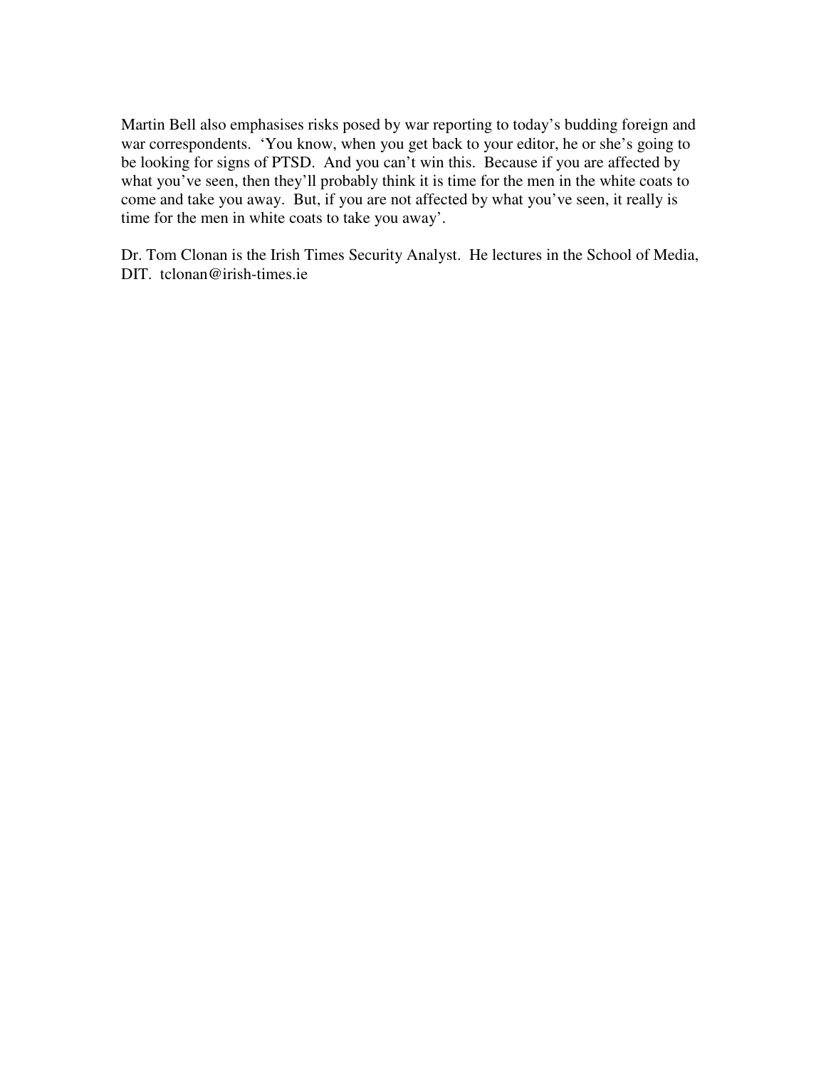Martin Bell also emphasises risks posed by war reporting to today's budding foreign and war correspondents. 'You know, when you get back to your editor, he or she's going to be looking for signs of PTSD. And you can't win this. Because if you are affected by what you've seen, then they'll probably think it is time for the men in the white coats to come and take you away. But, if you are not affected by what you've seen, it really is time for the men in white coats to take you away'.

Dr. Tom Clonan is the Irish Times Security Analyst. He lectures in the School of Media, DIT. tclonan@irish-times.ie